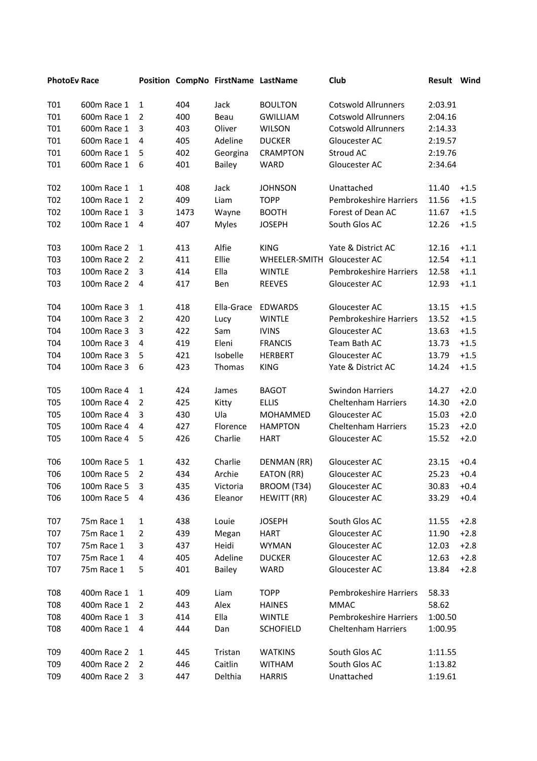| PhotoEv | Race | Position | CompNo | FirstName | LastName | Club | Result | Wind |
|---|---|---|---|---|---|---|---|---|
| T01 | 600m Race 1 | 1 | 404 | Jack | BOULTON | Cotswold Allrunners | 2:03.91 | |
| T01 | 600m Race 1 | 2 | 400 | Beau | GWILLIAM | Cotswold Allrunners | 2:04.16 | |
| T01 | 600m Race 1 | 3 | 403 | Oliver | WILSON | Cotswold Allrunners | 2:14.33 | |
| T01 | 600m Race 1 | 4 | 405 | Adeline | DUCKER | Gloucester AC | 2:19.57 | |
| T01 | 600m Race 1 | 5 | 402 | Georgina | CRAMPTON | Stroud AC | 2:19.76 | |
| T01 | 600m Race 1 | 6 | 401 | Bailey | WARD | Gloucester AC | 2:34.64 | |
| T02 | 100m Race 1 | 1 | 408 | Jack | JOHNSON | Unattached | 11.40 | +1.5 |
| T02 | 100m Race 1 | 2 | 409 | Liam | TOPP | Pembrokeshire Harriers | 11.56 | +1.5 |
| T02 | 100m Race 1 | 3 | 1473 | Wayne | BOOTH | Forest of Dean AC | 11.67 | +1.5 |
| T02 | 100m Race 1 | 4 | 407 | Myles | JOSEPH | South Glos AC | 12.26 | +1.5 |
| T03 | 100m Race 2 | 1 | 413 | Alfie | KING | Yate & District AC | 12.16 | +1.1 |
| T03 | 100m Race 2 | 2 | 411 | Ellie | WHEELER-SMITH | Gloucester AC | 12.54 | +1.1 |
| T03 | 100m Race 2 | 3 | 414 | Ella | WINTLE | Pembrokeshire Harriers | 12.58 | +1.1 |
| T03 | 100m Race 2 | 4 | 417 | Ben | REEVES | Gloucester AC | 12.93 | +1.1 |
| T04 | 100m Race 3 | 1 | 418 | Ella-Grace | EDWARDS | Gloucester AC | 13.15 | +1.5 |
| T04 | 100m Race 3 | 2 | 420 | Lucy | WINTLE | Pembrokeshire Harriers | 13.52 | +1.5 |
| T04 | 100m Race 3 | 3 | 422 | Sam | IVINS | Gloucester AC | 13.63 | +1.5 |
| T04 | 100m Race 3 | 4 | 419 | Eleni | FRANCIS | Team Bath AC | 13.73 | +1.5 |
| T04 | 100m Race 3 | 5 | 421 | Isobelle | HERBERT | Gloucester AC | 13.79 | +1.5 |
| T04 | 100m Race 3 | 6 | 423 | Thomas | KING | Yate & District AC | 14.24 | +1.5 |
| T05 | 100m Race 4 | 1 | 424 | James | BAGOT | Swindon Harriers | 14.27 | +2.0 |
| T05 | 100m Race 4 | 2 | 425 | Kitty | ELLIS | Cheltenham Harriers | 14.30 | +2.0 |
| T05 | 100m Race 4 | 3 | 430 | Ula | MOHAMMED | Gloucester AC | 15.03 | +2.0 |
| T05 | 100m Race 4 | 4 | 427 | Florence | HAMPTON | Cheltenham Harriers | 15.23 | +2.0 |
| T05 | 100m Race 4 | 5 | 426 | Charlie | HART | Gloucester AC | 15.52 | +2.0 |
| T06 | 100m Race 5 | 1 | 432 | Charlie | DENMAN (RR) | Gloucester AC | 23.15 | +0.4 |
| T06 | 100m Race 5 | 2 | 434 | Archie | EATON (RR) | Gloucester AC | 25.23 | +0.4 |
| T06 | 100m Race 5 | 3 | 435 | Victoria | BROOM (T34) | Gloucester AC | 30.83 | +0.4 |
| T06 | 100m Race 5 | 4 | 436 | Eleanor | HEWITT (RR) | Gloucester AC | 33.29 | +0.4 |
| T07 | 75m Race 1 | 1 | 438 | Louie | JOSEPH | South Glos AC | 11.55 | +2.8 |
| T07 | 75m Race 1 | 2 | 439 | Megan | HART | Gloucester AC | 11.90 | +2.8 |
| T07 | 75m Race 1 | 3 | 437 | Heidi | WYMAN | Gloucester AC | 12.03 | +2.8 |
| T07 | 75m Race 1 | 4 | 405 | Adeline | DUCKER | Gloucester AC | 12.63 | +2.8 |
| T07 | 75m Race 1 | 5 | 401 | Bailey | WARD | Gloucester AC | 13.84 | +2.8 |
| T08 | 400m Race 1 | 1 | 409 | Liam | TOPP | Pembrokeshire Harriers | 58.33 | |
| T08 | 400m Race 1 | 2 | 443 | Alex | HAINES | MMAC | 58.62 | |
| T08 | 400m Race 1 | 3 | 414 | Ella | WINTLE | Pembrokeshire Harriers | 1:00.50 | |
| T08 | 400m Race 1 | 4 | 444 | Dan | SCHOFIELD | Cheltenham Harriers | 1:00.95 | |
| T09 | 400m Race 2 | 1 | 445 | Tristan | WATKINS | South Glos AC | 1:11.55 | |
| T09 | 400m Race 2 | 2 | 446 | Caitlin | WITHAM | South Glos AC | 1:13.82 | |
| T09 | 400m Race 2 | 3 | 447 | Delthia | HARRIS | Unattached | 1:19.61 | |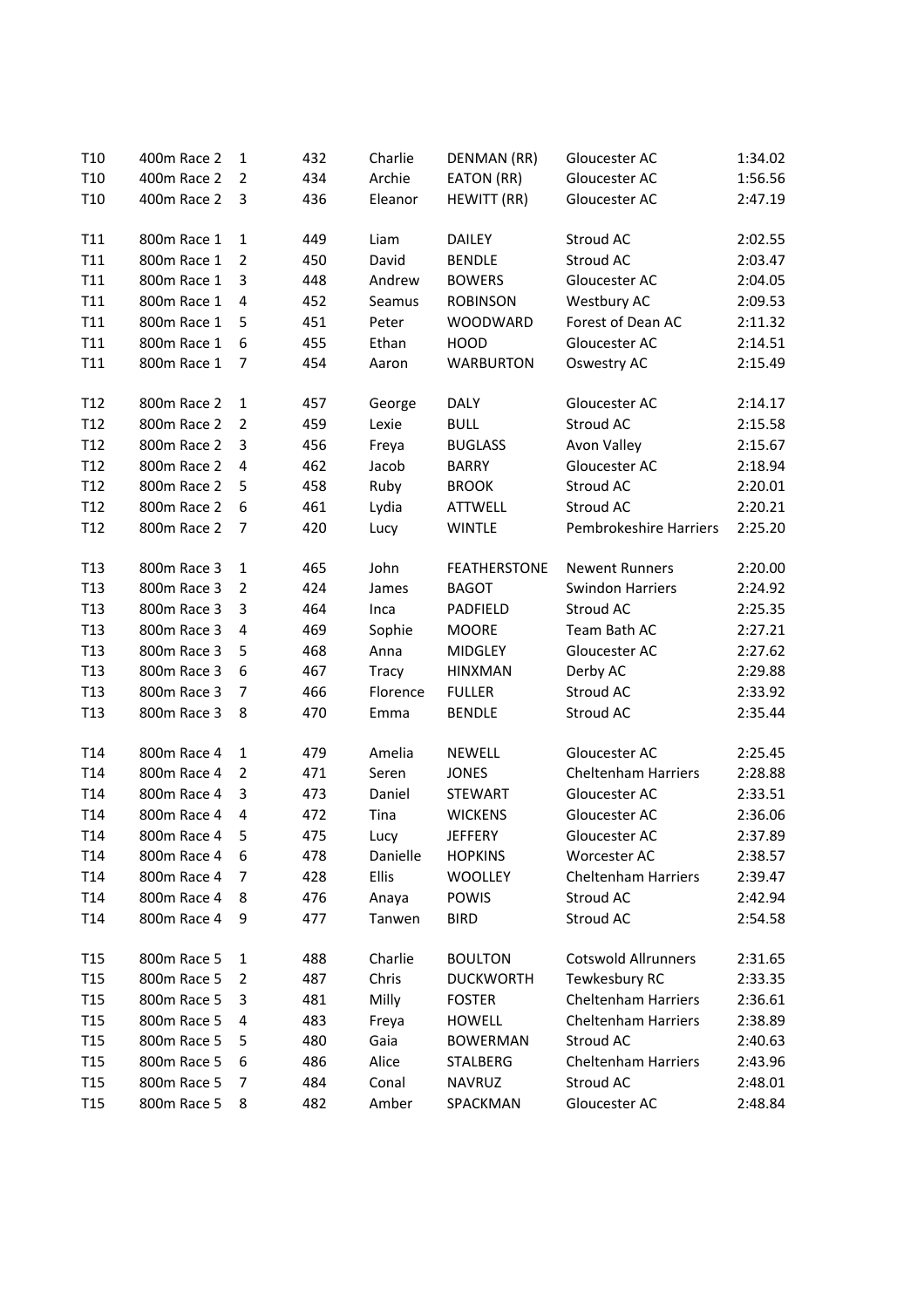| | | | | | | | |
|---|---|---|---|---|---|---|---|
| T10 | 400m Race 2 | 1 | 432 | Charlie | DENMAN (RR) | Gloucester AC | 1:34.02 |
| T10 | 400m Race 2 | 2 | 434 | Archie | EATON (RR) | Gloucester AC | 1:56.56 |
| T10 | 400m Race 2 | 3 | 436 | Eleanor | HEWITT (RR) | Gloucester AC | 2:47.19 |
| | | | | | | | |
| T11 | 800m Race 1 | 1 | 449 | Liam | DAILEY | Stroud AC | 2:02.55 |
| T11 | 800m Race 1 | 2 | 450 | David | BENDLE | Stroud AC | 2:03.47 |
| T11 | 800m Race 1 | 3 | 448 | Andrew | BOWERS | Gloucester AC | 2:04.05 |
| T11 | 800m Race 1 | 4 | 452 | Seamus | ROBINSON | Westbury AC | 2:09.53 |
| T11 | 800m Race 1 | 5 | 451 | Peter | WOODWARD | Forest of Dean AC | 2:11.32 |
| T11 | 800m Race 1 | 6 | 455 | Ethan | HOOD | Gloucester AC | 2:14.51 |
| T11 | 800m Race 1 | 7 | 454 | Aaron | WARBURTON | Oswestry AC | 2:15.49 |
| | | | | | | | |
| T12 | 800m Race 2 | 1 | 457 | George | DALY | Gloucester AC | 2:14.17 |
| T12 | 800m Race 2 | 2 | 459 | Lexie | BULL | Stroud AC | 2:15.58 |
| T12 | 800m Race 2 | 3 | 456 | Freya | BUGLASS | Avon Valley | 2:15.67 |
| T12 | 800m Race 2 | 4 | 462 | Jacob | BARRY | Gloucester AC | 2:18.94 |
| T12 | 800m Race 2 | 5 | 458 | Ruby | BROOK | Stroud AC | 2:20.01 |
| T12 | 800m Race 2 | 6 | 461 | Lydia | ATTWELL | Stroud AC | 2:20.21 |
| T12 | 800m Race 2 | 7 | 420 | Lucy | WINTLE | Pembrokeshire Harriers | 2:25.20 |
| | | | | | | | |
| T13 | 800m Race 3 | 1 | 465 | John | FEATHERSTONE | Newent Runners | 2:20.00 |
| T13 | 800m Race 3 | 2 | 424 | James | BAGOT | Swindon Harriers | 2:24.92 |
| T13 | 800m Race 3 | 3 | 464 | Inca | PADFIELD | Stroud AC | 2:25.35 |
| T13 | 800m Race 3 | 4 | 469 | Sophie | MOORE | Team Bath AC | 2:27.21 |
| T13 | 800m Race 3 | 5 | 468 | Anna | MIDGLEY | Gloucester AC | 2:27.62 |
| T13 | 800m Race 3 | 6 | 467 | Tracy | HINXMAN | Derby AC | 2:29.88 |
| T13 | 800m Race 3 | 7 | 466 | Florence | FULLER | Stroud AC | 2:33.92 |
| T13 | 800m Race 3 | 8 | 470 | Emma | BENDLE | Stroud AC | 2:35.44 |
| | | | | | | | |
| T14 | 800m Race 4 | 1 | 479 | Amelia | NEWELL | Gloucester AC | 2:25.45 |
| T14 | 800m Race 4 | 2 | 471 | Seren | JONES | Cheltenham Harriers | 2:28.88 |
| T14 | 800m Race 4 | 3 | 473 | Daniel | STEWART | Gloucester AC | 2:33.51 |
| T14 | 800m Race 4 | 4 | 472 | Tina | WICKENS | Gloucester AC | 2:36.06 |
| T14 | 800m Race 4 | 5 | 475 | Lucy | JEFFERY | Gloucester AC | 2:37.89 |
| T14 | 800m Race 4 | 6 | 478 | Danielle | HOPKINS | Worcester AC | 2:38.57 |
| T14 | 800m Race 4 | 7 | 428 | Ellis | WOOLLEY | Cheltenham Harriers | 2:39.47 |
| T14 | 800m Race 4 | 8 | 476 | Anaya | POWIS | Stroud AC | 2:42.94 |
| T14 | 800m Race 4 | 9 | 477 | Tanwen | BIRD | Stroud AC | 2:54.58 |
| | | | | | | | |
| T15 | 800m Race 5 | 1 | 488 | Charlie | BOULTON | Cotswold Allrunners | 2:31.65 |
| T15 | 800m Race 5 | 2 | 487 | Chris | DUCKWORTH | Tewkesbury RC | 2:33.35 |
| T15 | 800m Race 5 | 3 | 481 | Milly | FOSTER | Cheltenham Harriers | 2:36.61 |
| T15 | 800m Race 5 | 4 | 483 | Freya | HOWELL | Cheltenham Harriers | 2:38.89 |
| T15 | 800m Race 5 | 5 | 480 | Gaia | BOWERMAN | Stroud AC | 2:40.63 |
| T15 | 800m Race 5 | 6 | 486 | Alice | STALBERG | Cheltenham Harriers | 2:43.96 |
| T15 | 800m Race 5 | 7 | 484 | Conal | NAVRUZ | Stroud AC | 2:48.01 |
| T15 | 800m Race 5 | 8 | 482 | Amber | SPACKMAN | Gloucester AC | 2:48.84 |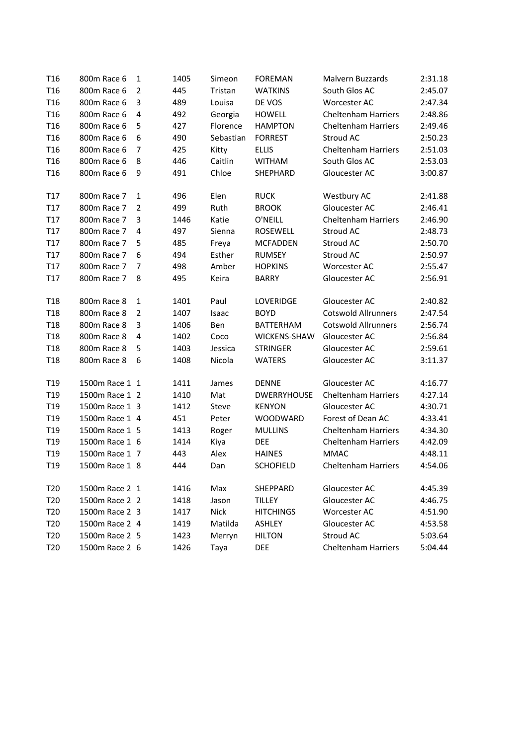| | | | | | | | |
|---|---|---|---|---|---|---|---|
| T16 | 800m Race 6 | 1 | 1405 | Simeon | FOREMAN | Malvern Buzzards | 2:31.18 |
| T16 | 800m Race 6 | 2 | 445 | Tristan | WATKINS | South Glos AC | 2:45.07 |
| T16 | 800m Race 6 | 3 | 489 | Louisa | DE VOS | Worcester AC | 2:47.34 |
| T16 | 800m Race 6 | 4 | 492 | Georgia | HOWELL | Cheltenham Harriers | 2:48.86 |
| T16 | 800m Race 6 | 5 | 427 | Florence | HAMPTON | Cheltenham Harriers | 2:49.46 |
| T16 | 800m Race 6 | 6 | 490 | Sebastian | FORREST | Stroud AC | 2:50.23 |
| T16 | 800m Race 6 | 7 | 425 | Kitty | ELLIS | Cheltenham Harriers | 2:51.03 |
| T16 | 800m Race 6 | 8 | 446 | Caitlin | WITHAM | South Glos AC | 2:53.03 |
| T16 | 800m Race 6 | 9 | 491 | Chloe | SHEPHARD | Gloucester AC | 3:00.87 |
| | | | | | | | |
| T17 | 800m Race 7 | 1 | 496 | Elen | RUCK | Westbury AC | 2:41.88 |
| T17 | 800m Race 7 | 2 | 499 | Ruth | BROOK | Gloucester AC | 2:46.41 |
| T17 | 800m Race 7 | 3 | 1446 | Katie | O'NEILL | Cheltenham Harriers | 2:46.90 |
| T17 | 800m Race 7 | 4 | 497 | Sienna | ROSEWELL | Stroud AC | 2:48.73 |
| T17 | 800m Race 7 | 5 | 485 | Freya | MCFADDEN | Stroud AC | 2:50.70 |
| T17 | 800m Race 7 | 6 | 494 | Esther | RUMSEY | Stroud AC | 2:50.97 |
| T17 | 800m Race 7 | 7 | 498 | Amber | HOPKINS | Worcester AC | 2:55.47 |
| T17 | 800m Race 7 | 8 | 495 | Keira | BARRY | Gloucester AC | 2:56.91 |
| | | | | | | | |
| T18 | 800m Race 8 | 1 | 1401 | Paul | LOVERIDGE | Gloucester AC | 2:40.82 |
| T18 | 800m Race 8 | 2 | 1407 | Isaac | BOYD | Cotswold Allrunners | 2:47.54 |
| T18 | 800m Race 8 | 3 | 1406 | Ben | BATTERHAM | Cotswold Allrunners | 2:56.74 |
| T18 | 800m Race 8 | 4 | 1402 | Coco | WICKENS-SHAW | Gloucester AC | 2:56.84 |
| T18 | 800m Race 8 | 5 | 1403 | Jessica | STRINGER | Gloucester AC | 2:59.61 |
| T18 | 800m Race 8 | 6 | 1408 | Nicola | WATERS | Gloucester AC | 3:11.37 |
| | | | | | | | |
| T19 | 1500m Race 1 | 1 | 1411 | James | DENNE | Gloucester AC | 4:16.77 |
| T19 | 1500m Race 1 | 2 | 1410 | Mat | DWERRYHOUSE | Cheltenham Harriers | 4:27.14 |
| T19 | 1500m Race 1 | 3 | 1412 | Steve | KENYON | Gloucester AC | 4:30.71 |
| T19 | 1500m Race 1 | 4 | 451 | Peter | WOODWARD | Forest of Dean AC | 4:33.41 |
| T19 | 1500m Race 1 | 5 | 1413 | Roger | MULLINS | Cheltenham Harriers | 4:34.30 |
| T19 | 1500m Race 1 | 6 | 1414 | Kiya | DEE | Cheltenham Harriers | 4:42.09 |
| T19 | 1500m Race 1 | 7 | 443 | Alex | HAINES | MMAC | 4:48.11 |
| T19 | 1500m Race 1 | 8 | 444 | Dan | SCHOFIELD | Cheltenham Harriers | 4:54.06 |
| | | | | | | | |
| T20 | 1500m Race 2 | 1 | 1416 | Max | SHEPPARD | Gloucester AC | 4:45.39 |
| T20 | 1500m Race 2 | 2 | 1418 | Jason | TILLEY | Gloucester AC | 4:46.75 |
| T20 | 1500m Race 2 | 3 | 1417 | Nick | HITCHINGS | Worcester AC | 4:51.90 |
| T20 | 1500m Race 2 | 4 | 1419 | Matilda | ASHLEY | Gloucester AC | 4:53.58 |
| T20 | 1500m Race 2 | 5 | 1423 | Merryn | HILTON | Stroud AC | 5:03.64 |
| T20 | 1500m Race 2 | 6 | 1426 | Taya | DEE | Cheltenham Harriers | 5:04.44 |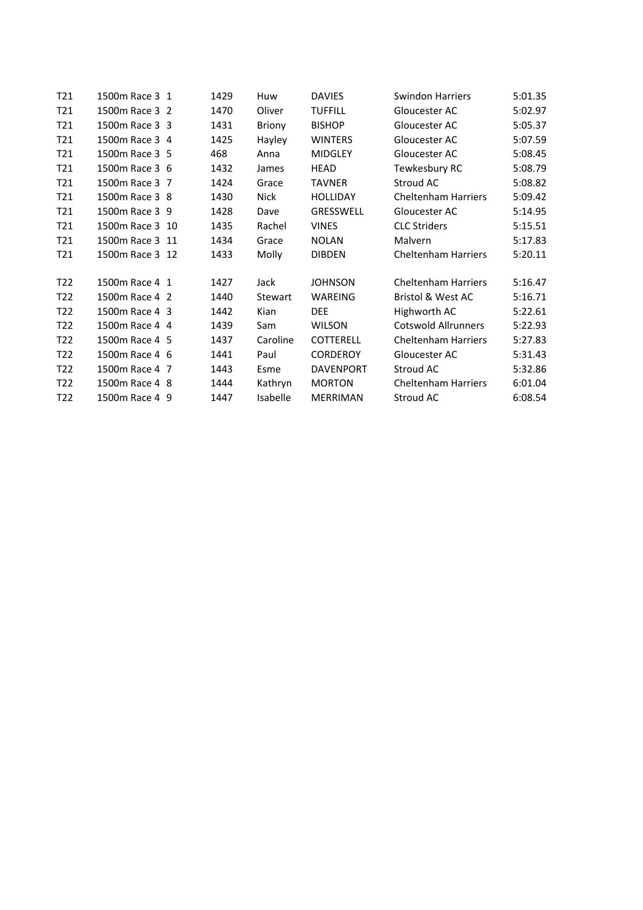| | | | | | | | |
|---|---|---|---|---|---|---|---|
| T21 | 1500m Race 3 | 1 | 1429 | Huw | DAVIES | Swindon Harriers | 5:01.35 |
| T21 | 1500m Race 3 | 2 | 1470 | Oliver | TUFFILL | Gloucester AC | 5:02.97 |
| T21 | 1500m Race 3 | 3 | 1431 | Briony | BISHOP | Gloucester AC | 5:05.37 |
| T21 | 1500m Race 3 | 4 | 1425 | Hayley | WINTERS | Gloucester AC | 5:07.59 |
| T21 | 1500m Race 3 | 5 | 468 | Anna | MIDGLEY | Gloucester AC | 5:08.45 |
| T21 | 1500m Race 3 | 6 | 1432 | James | HEAD | Tewkesbury RC | 5:08.79 |
| T21 | 1500m Race 3 | 7 | 1424 | Grace | TAVNER | Stroud AC | 5:08.82 |
| T21 | 1500m Race 3 | 8 | 1430 | Nick | HOLLIDAY | Cheltenham Harriers | 5:09.42 |
| T21 | 1500m Race 3 | 9 | 1428 | Dave | GRESSWELL | Gloucester AC | 5:14.95 |
| T21 | 1500m Race 3 | 10 | 1435 | Rachel | VINES | CLC Striders | 5:15.51 |
| T21 | 1500m Race 3 | 11 | 1434 | Grace | NOLAN | Malvern | 5:17.83 |
| T21 | 1500m Race 3 | 12 | 1433 | Molly | DIBDEN | Cheltenham Harriers | 5:20.11 |
| | | | | | | | |
| T22 | 1500m Race 4 | 1 | 1427 | Jack | JOHNSON | Cheltenham Harriers | 5:16.47 |
| T22 | 1500m Race 4 | 2 | 1440 | Stewart | WAREING | Bristol & West AC | 5:16.71 |
| T22 | 1500m Race 4 | 3 | 1442 | Kian | DEE | Highworth AC | 5:22.61 |
| T22 | 1500m Race 4 | 4 | 1439 | Sam | WILSON | Cotswold Allrunners | 5:22.93 |
| T22 | 1500m Race 4 | 5 | 1437 | Caroline | COTTERELL | Cheltenham Harriers | 5:27.83 |
| T22 | 1500m Race 4 | 6 | 1441 | Paul | CORDEROY | Gloucester AC | 5:31.43 |
| T22 | 1500m Race 4 | 7 | 1443 | Esme | DAVENPORT | Stroud AC | 5:32.86 |
| T22 | 1500m Race 4 | 8 | 1444 | Kathryn | MORTON | Cheltenham Harriers | 6:01.04 |
| T22 | 1500m Race 4 | 9 | 1447 | Isabelle | MERRIMAN | Stroud AC | 6:08.54 |